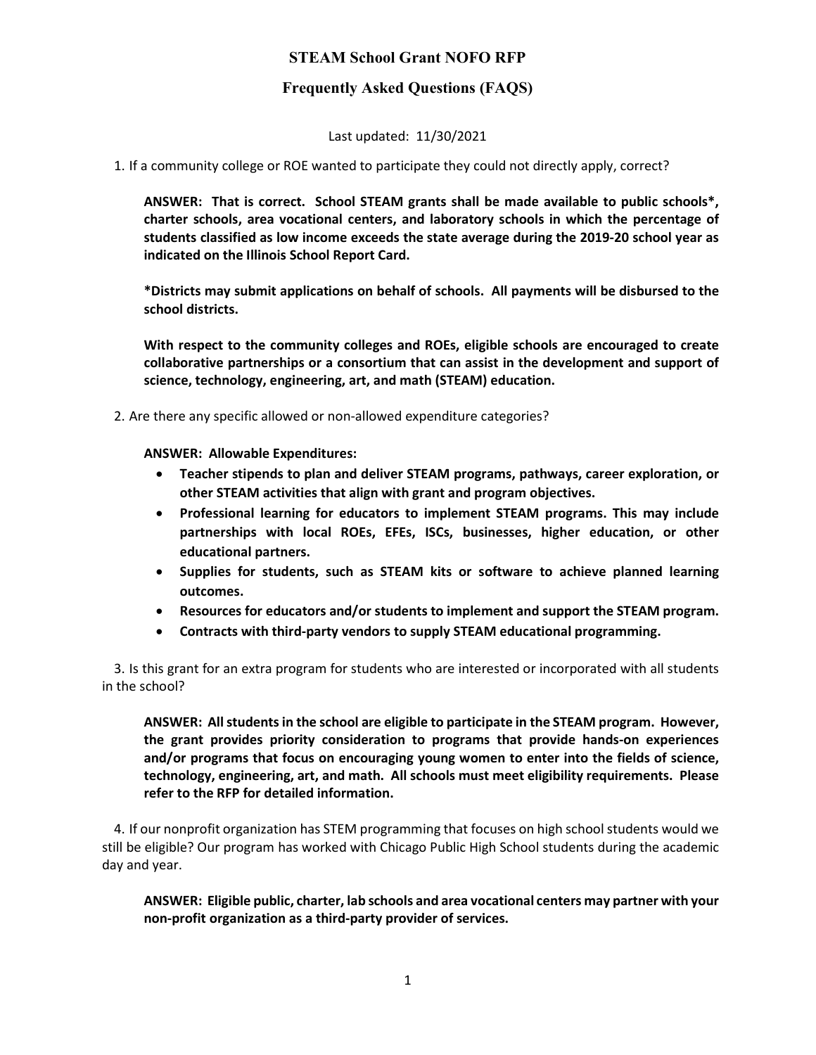# STEAM School Grant NOFO RFP

## Frequently Asked Questions (FAQS)

Last updated: 11/30/2021

1. If a community college or ROE wanted to participate they could not directly apply, correct?

   **ANSWER: That is correct. School STEAM grants shall be made available to public schools*, charter schools, area vocational centers, and laboratory schools in which the percentage of students classified as low income exceeds the state average during the 2019-20 school year as indicated on the Illinois School Report Card.**

   ***Districts may submit applications on behalf of schools. All payments will be disbursed to the school districts.**

   **With respect to the community colleges and ROEs, eligible schools are encouraged to create collaborative partnerships or a consortium that can assist in the development and support of science, technology, engineering, art, and math (STEAM) education.**

2. Are there any specific allowed or non-allowed expenditure categories?

   **ANSWER: Allowable Expenditures:**
   - **Teacher stipends to plan and deliver STEAM programs, pathways, career exploration, or other STEAM activities that align with grant and program objectives.**
   - **Professional learning for educators to implement STEAM programs. This may include partnerships with local ROEs, EFEs, ISCs, businesses, higher education, or other educational partners.**
   - **Supplies for students, such as STEAM kits or software to achieve planned learning outcomes.**
   - **Resources for educators and/or students to implement and support the STEAM program.**
   - **Contracts with third-party vendors to supply STEAM educational programming.**

3. Is this grant for an extra program for students who are interested or incorporated with all students in the school?

   **ANSWER: All students in the school are eligible to participate in the STEAM program. However, the grant provides priority consideration to programs that provide hands-on experiences and/or programs that focus on encouraging young women to enter into the fields of science, technology, engineering, art, and math. All schools must meet eligibility requirements. Please refer to the RFP for detailed information.**

4. If our nonprofit organization has STEM programming that focuses on high school students would we still be eligible? Our program has worked with Chicago Public High School students during the academic day and year.

   **ANSWER: Eligible public, charter, lab schools and area vocational centers may partner with your non-profit organization as a third-party provider of services.**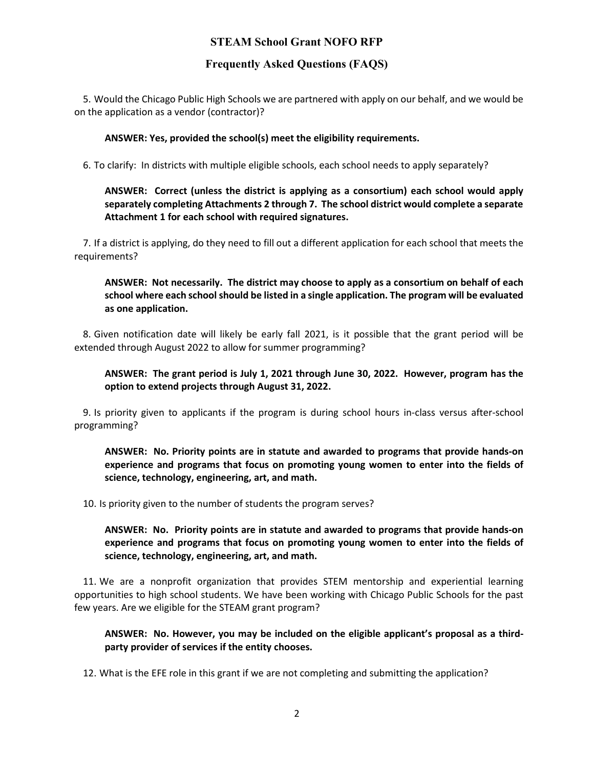5. Would the Chicago Public High Schools we are partnered with apply on our behalf, and we would be on the application as a vendor (contractor)?

   **ANSWER: Yes, provided the school(s) meet the eligibility requirements.**

6. To clarify: In districts with multiple eligible schools, each school needs to apply separately?

   **ANSWER: Correct (unless the district is applying as a consortium) each school would apply separately completing Attachments 2 through 7. The school district would complete a separate Attachment 1 for each school with required signatures.**

7. If a district is applying, do they need to fill out a different application for each school that meets the requirements?

   **ANSWER: Not necessarily. The district may choose to apply as a consortium on behalf of each school where each school should be listed in a single application. The program will be evaluated as one application.**

8. Given notification date will likely be early fall 2021, is it possible that the grant period will be extended through August 2022 to allow for summer programming?

   **ANSWER: The grant period is July 1, 2021 through June 30, 2022. However, program has the option to extend projects through August 31, 2022.**

9. Is priority given to applicants if the program is during school hours in-class versus after-school programming?

   **ANSWER: No. Priority points are in statute and awarded to programs that provide hands-on experience and programs that focus on promoting young women to enter into the fields of science, technology, engineering, art, and math.**

10. Is priority given to the number of students the program serves?

    **ANSWER: No. Priority points are in statute and awarded to programs that provide hands-on experience and programs that focus on promoting young women to enter into the fields of science, technology, engineering, art, and math.**

11. We are a nonprofit organization that provides STEM mentorship and experiential learning opportunities to high school students. We have been working with Chicago Public Schools for the past few years. Are we eligible for the STEAM grant program?

    **ANSWER: No. However, you may be included on the eligible applicant's proposal as a third-party provider of services if the entity chooses.**

12. What is the EFE role in this grant if we are not completing and submitting the application?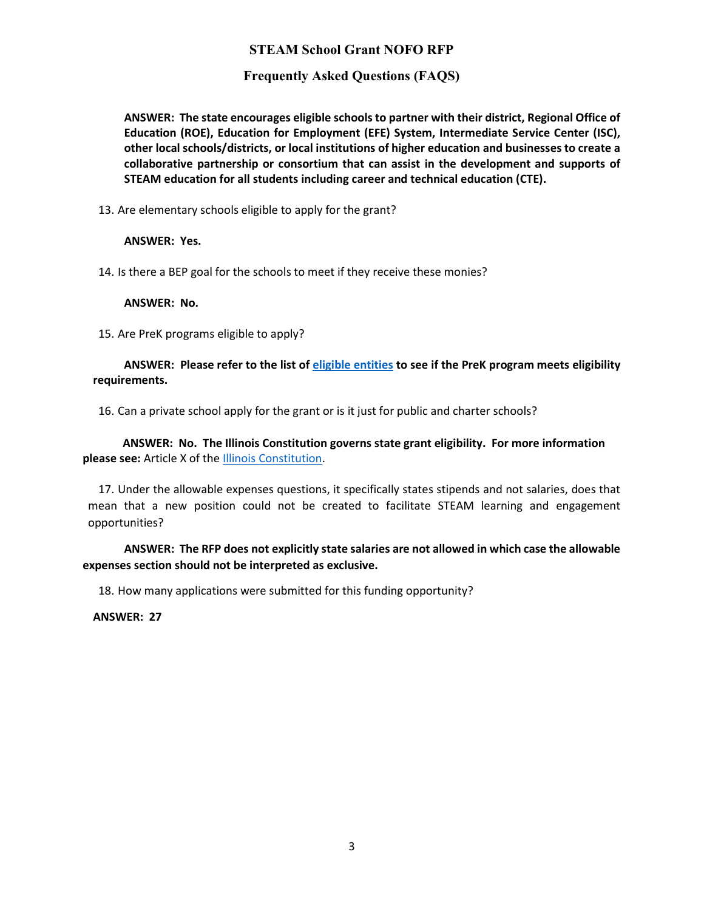**ANSWER: The state encourages eligible schools to partner with their district, Regional Office of Education (ROE), Education for Employment (EFE) System, Intermediate Service Center (ISC), other local schools/districts, or local institutions of higher education and businesses to create a collaborative partnership or consortium that can assist in the development and supports of STEAM education for all students including career and technical education (CTE).**

13. Are elementary schools eligible to apply for the grant?

    **ANSWER: Yes.**

14. Is there a BEP goal for the schools to meet if they receive these monies?

    **ANSWER: No.**

15. Are PreK programs eligible to apply?

    **ANSWER: Please refer to the list of [eligible entities]() to see if the PreK program meets eligibility requirements.**

16. Can a private school apply for the grant or is it just for public and charter schools?

    **ANSWER: No. The Illinois Constitution governs state grant eligibility. For more information please see:** Article X of the [Illinois Constitution]().

17. Under the allowable expenses questions, it specifically states stipends and not salaries, does that mean that a new position could not be created to facilitate STEAM learning and engagement opportunities?

    **ANSWER: The RFP does not explicitly state salaries are not allowed in which case the allowable expenses section should not be interpreted as exclusive.**

18. How many applications were submitted for this funding opportunity?

    **ANSWER: 27**